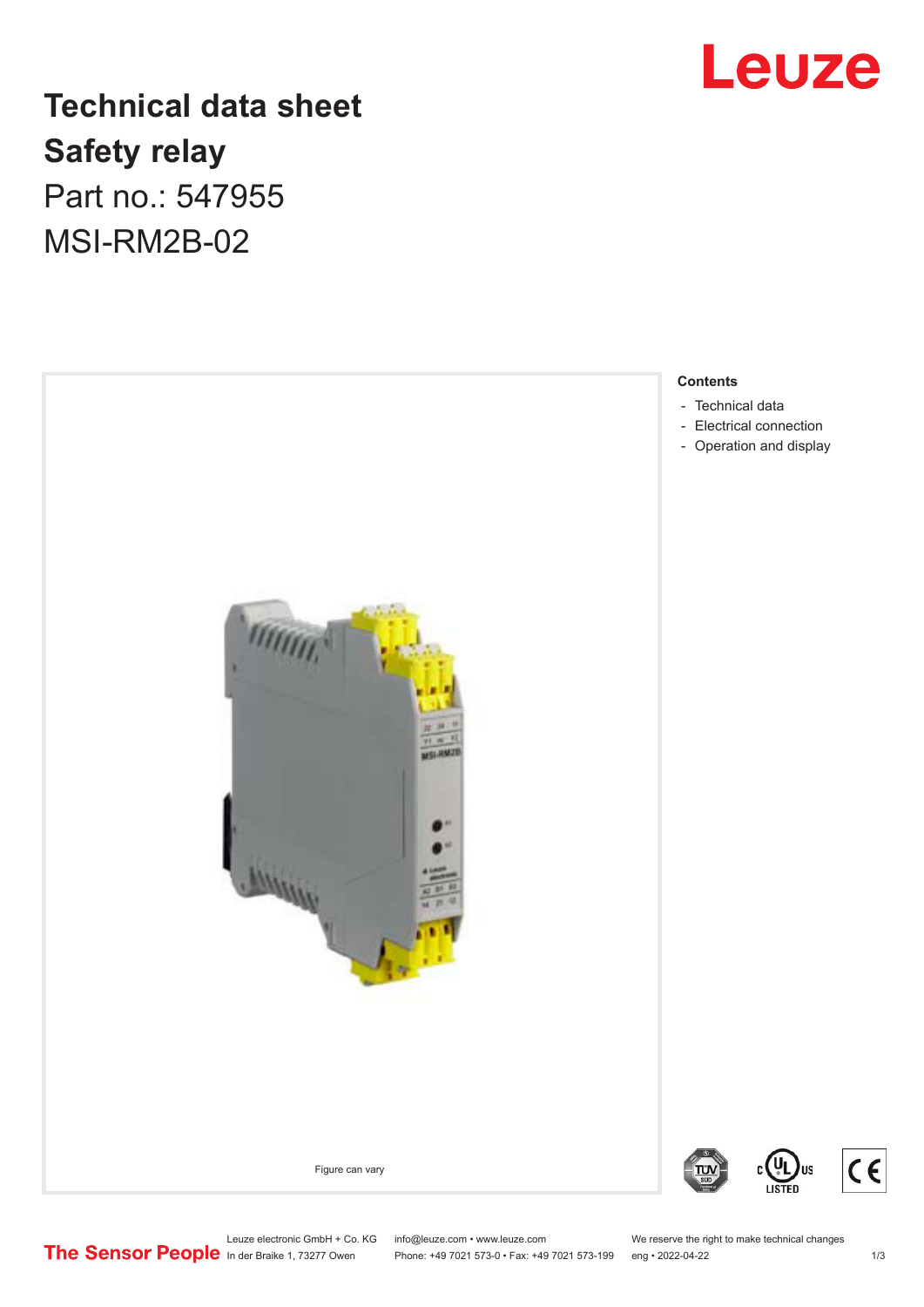# Technical data sheet

# Safety relay

Part no.: 547955

MSI-RM2B-02

Figure can vary

**Contents**

- Technical data
- Electrical connection
- Operation and display

Leuze electronic GmbH + Co. KG
In der Braike 1, 73277 Owen

info@leuze.com • www.leuze.com
Phone: +49 7021 573-0 • Fax: +49 7021 573-199

We reserve the right to make technical changes
eng • 2022-04-22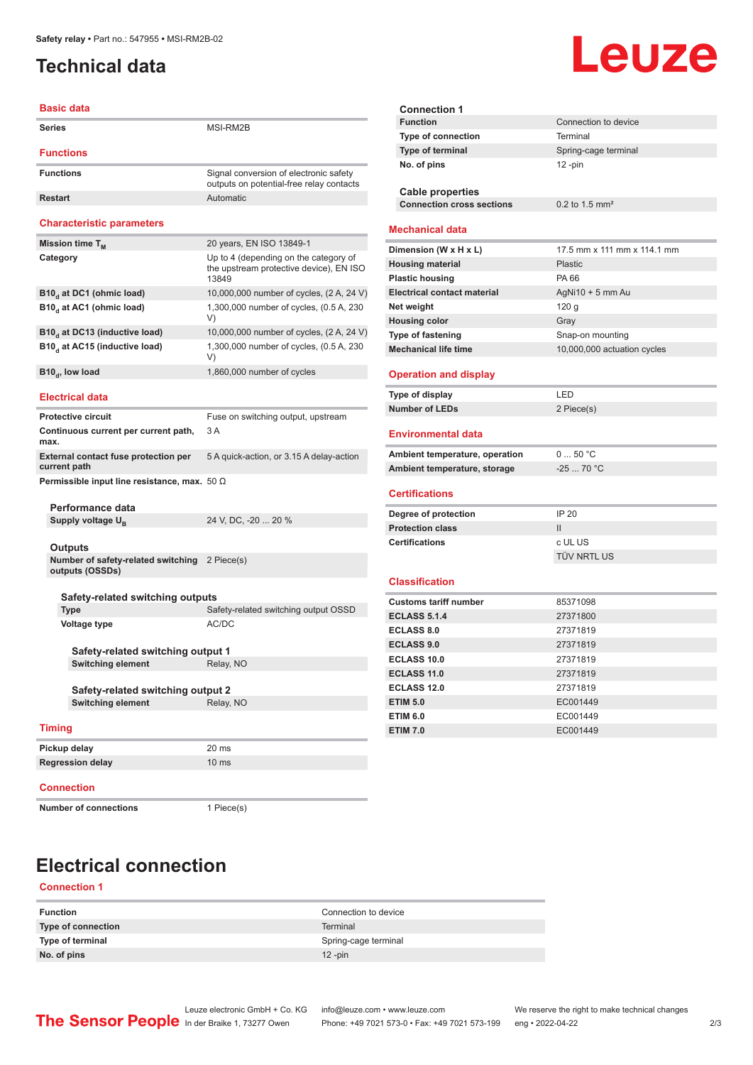# Technical data

## Basic data

| | |
|---|---|
| Series | MSI-RM2B |

## Functions

| | |
|---|---|
| Functions | Signal conversion of electronic safety outputs on potential-free relay contacts |
| Restart | Automatic |

## Characteristic parameters

| | |
|---|---|
| Mission time $T_M$ | 20 years, EN ISO 13849-1 |
| Category | Up to 4 (depending on the category of the upstream protective device), EN ISO 13849 |
| $B10_d$ at DC1 (ohmic load) | 10,000,000 number of cycles, (2 A, 24 V) |
| $B10_d$ at AC1 (ohmic load) | 1,300,000 number of cycles, (0.5 A, 230 V) |
| $B10_d$ at DC13 (inductive load) | 10,000,000 number of cycles, (2 A, 24 V) |
| $B10_d$ at AC15 (inductive load) | 1,300,000 number of cycles, (0.5 A, 230 V) |
| $B10_d$, low load | 1,860,000 number of cycles |

## Electrical data

| | |
|---|---|
| Protective circuit | Fuse on switching output, upstream |
| Continuous current per current path, max. | 3 A |
| External contact fuse protection per current path | 5 A quick-action, or 3.15 A delay-action |
| Permissible input line resistance, max. | 50 Ω |

### Performance data

| | |
|---|---|
| Supply voltage $U_B$ | 24 V, DC, -20 ... 20 % |

### Outputs

| | |
|---|---|
| Number of safety-related switching outputs (OSSDs) | 2 Piece(s) |

#### Safety-related switching outputs

| | |
|---|---|
| Type | Safety-related switching output OSSD |
| Voltage type | AC/DC |

##### Safety-related switching output 1

| | |
|---|---|
| Switching element | Relay, NO |

##### Safety-related switching output 2

| | |
|---|---|
| Switching element | Relay, NO |

## Timing

| | |
|---|---|
| Pickup delay | 20 ms |
| Regression delay | 10 ms |

## Connection

| | |
|---|---|
| Number of connections | 1 Piece(s) |

### Connection 1

| | |
|---|---|
| Function | Connection to device |
| Type of connection | Terminal |
| Type of terminal | Spring-cage terminal |
| No. of pins | 12 -pin |

### Cable properties

| | |
|---|---|
| Connection cross sections | 0.2 to 1.5 mm² |

## Mechanical data

| | |
|---|---|
| Dimension (W x H x L) | 17.5 mm x 111 mm x 114.1 mm |
| Housing material | Plastic |
| Plastic housing | PA 66 |
| Electrical contact material | AgNi10 + 5 mm Au |
| Net weight | 120 g |
| Housing color | Gray |
| Type of fastening | Snap-on mounting |
| Mechanical life time | 10,000,000 actuation cycles |

## Operation and display

| | |
|---|---|
| Type of display | LED |
| Number of LEDs | 2 Piece(s) |

## Environmental data

| | |
|---|---|
| Ambient temperature, operation | 0 ... 50 °C |
| Ambient temperature, storage | -25 ... 70 °C |

## Certifications

| | |
|---|---|
| Degree of protection | IP 20 |
| Protection class | II |
| Certifications | c UL US |
| | TÜV NRTL US |

## Classification

| | |
|---|---|
| Customs tariff number | 85371098 |
| ECLASS 5.1.4 | 27371800 |
| ECLASS 8.0 | 27371819 |
| ECLASS 9.0 | 27371819 |
| ECLASS 10.0 | 27371819 |
| ECLASS 11.0 | 27371819 |
| ECLASS 12.0 | 27371819 |
| ETIM 5.0 | EC001449 |
| ETIM 6.0 | EC001449 |
| ETIM 7.0 | EC001449 |

# Electrical connection

## Connection 1

| | |
|---|---|
| Function | Connection to device |
| Type of connection | Terminal |
| Type of terminal | Spring-cage terminal |
| No. of pins | 12 -pin |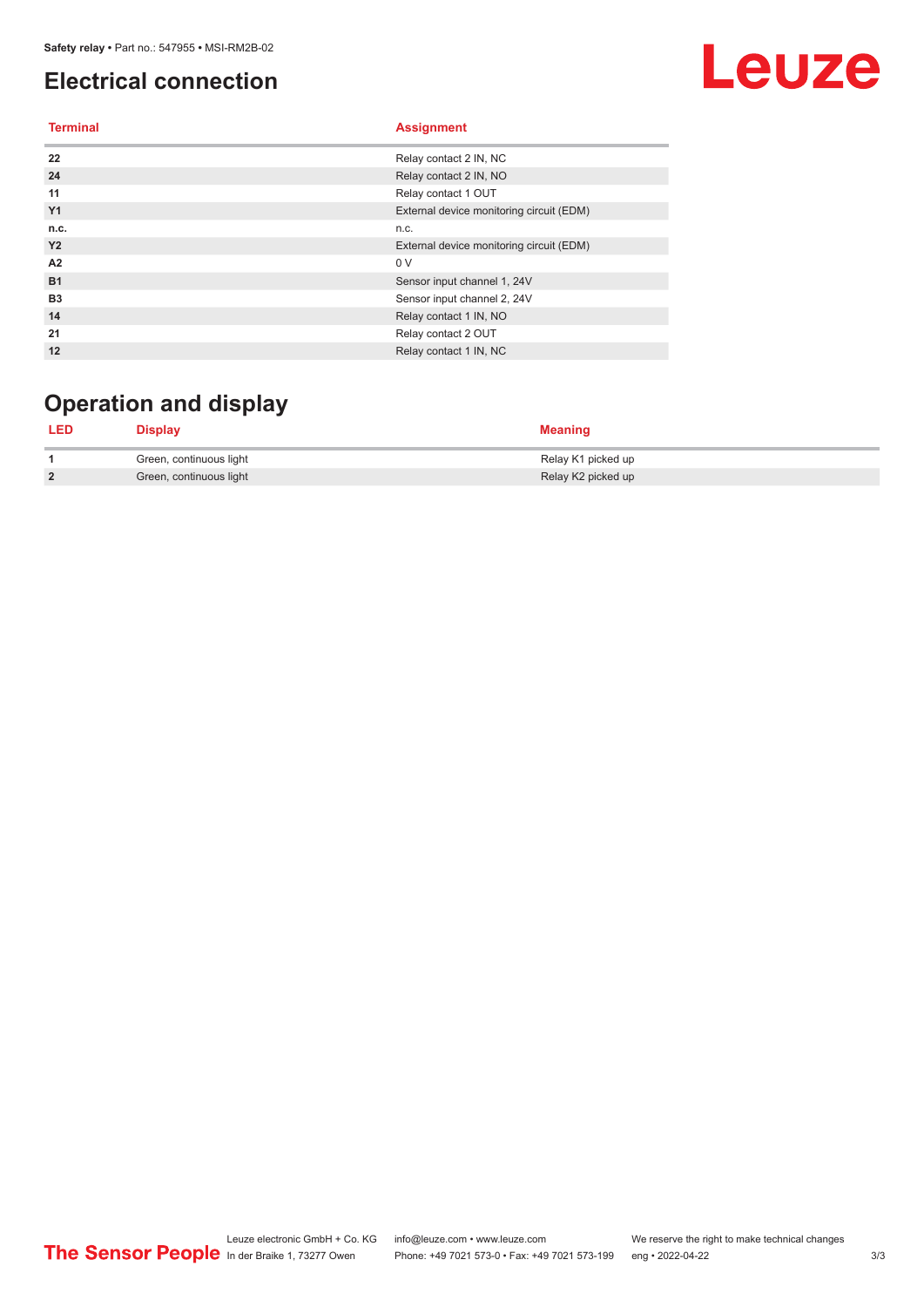## Electrical connection

| Terminal | Assignment |
|---|---|
| **22** | Relay contact 2 IN, NC |
| **24** | Relay contact 2 IN, NO |
| **11** | Relay contact 1 OUT |
| **Y1** | External device monitoring circuit (EDM) |
| **n.c.** | n.c. |
| **Y2** | External device monitoring circuit (EDM) |
| **A2** | 0 V |
| **B1** | Sensor input channel 1, 24V |
| **B3** | Sensor input channel 2, 24V |
| **14** | Relay contact 1 IN, NO |
| **21** | Relay contact 2 OUT |
| **12** | Relay contact 1 IN, NC |

## Operation and display

| LED | Display | Meaning |
|---|---|---|
| **1** | Green, continuous light | Relay K1 picked up |
| **2** | Green, continuous light | Relay K2 picked up |